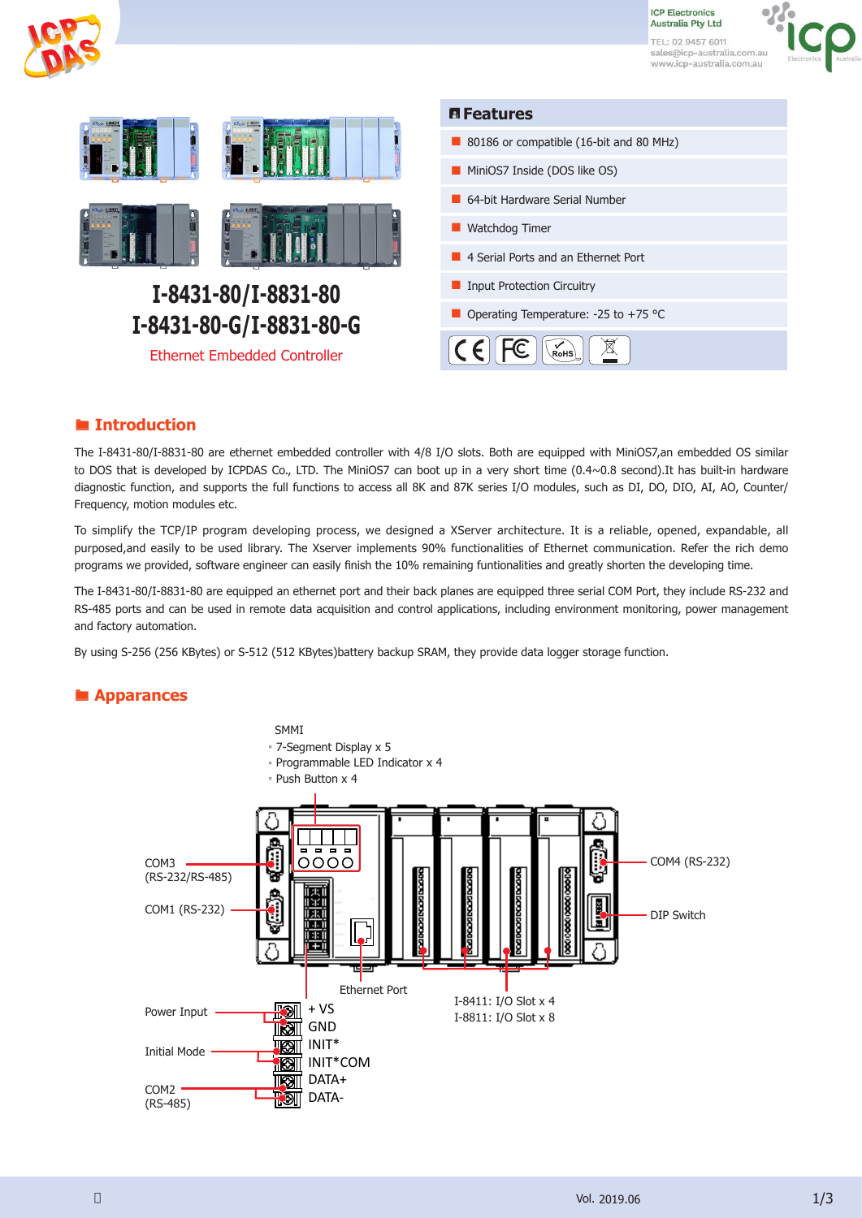# I-8431-80/I-8831-80
# I-8431-80-G/I-8831-80-G

Ethernet Embedded Controller

## Features

- 80186 or compatible (16-bit and 80 MHz)
- MiniOS7 Inside (DOS like OS)
- 64-bit Hardware Serial Number
- Watchdog Timer
- 4 Serial Ports and an Ethernet Port
- Input Protection Circuitry
- Operating Temperature: -25 to +75 °C

## Introduction

The I-8431-80/I-8831-80 are ethernet embedded controller with 4/8 I/O slots. Both are equipped with MiniOS7,an embedded OS similar to DOS that is developed by ICPDAS Co., LTD. The MiniOS7 can boot up in a very short time (0.4~0.8 second).It has built-in hardware diagnostic function, and supports the full functions to access all 8K and 87K series I/O modules, such as DI, DO, DIO, AI, AO, Counter/Frequency, motion modules etc.

To simplify the TCP/IP program developing process, we designed a XServer architecture. It is a reliable, opened, expandable, all purposed,and easily to be used library. The Xserver implements 90% functionalities of Ethernet communication. Refer the rich demo programs we provided, software engineer can easily finish the 10% remaining funtionalities and greatly shorten the developing time.

The I-8431-80/I-8831-80 are equipped an ethernet port and their back planes are equipped three serial COM Port, they include RS-232 and RS-485 ports and can be used in remote data acquisition and control applications, including environment monitoring, power management and factory automation.

By using S-256 (256 KBytes) or S-512 (512 KBytes)battery backup SRAM, they provide data logger storage function.

## Apparances

SMMI
- 7-Segment Display x 5
- Programmable LED Indicator x 4
- Push Button x 4

COM3 (RS-232/RS-485)

COM1 (RS-232)

COM4 (RS-232)

DIP Switch

Ethernet Port

I-8411: I/O Slot x 4
I-8811: I/O Slot x 8

Power Input: +VS, GND

Initial Mode: INIT*, INIT*COM

COM2 (RS-485): DATA+, DATA-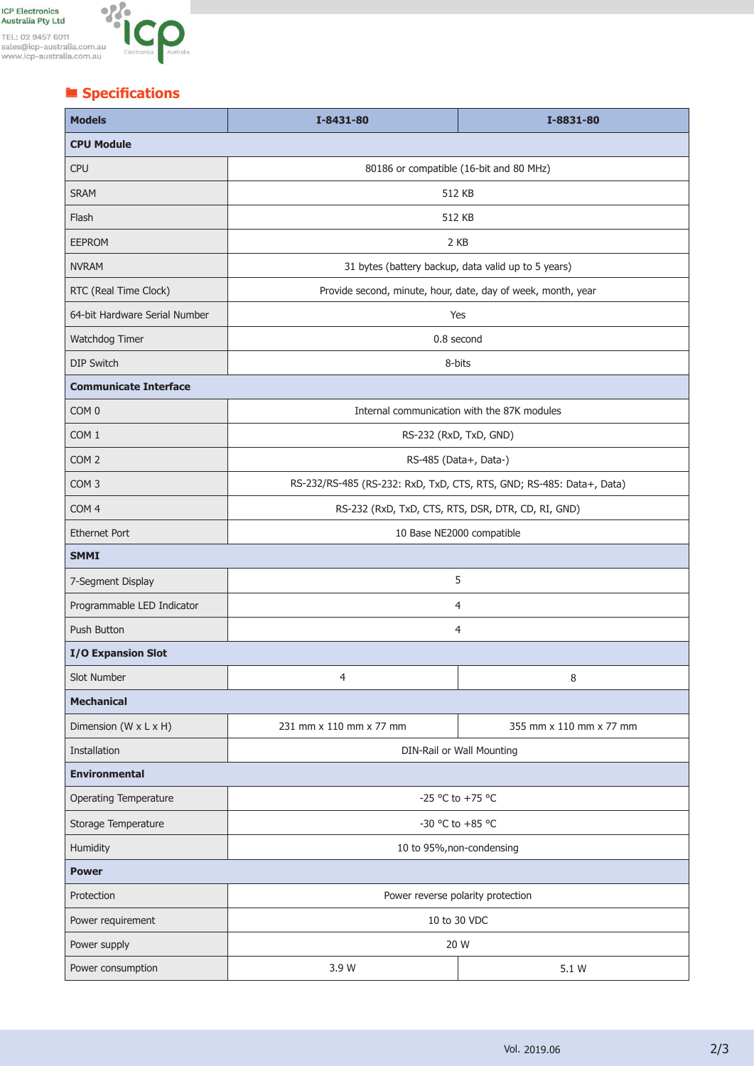## Specifications

| Models | I-8431-80 | I-8831-80 |
|---|---|---|
| **CPU Module** | | |
| CPU | 80186 or compatible (16-bit and 80 MHz) | |
| SRAM | 512 KB | |
| Flash | 512 KB | |
| EEPROM | 2 KB | |
| NVRAM | 31 bytes (battery backup, data valid up to 5 years) | |
| RTC (Real Time Clock) | Provide second, minute, hour, date, day of week, month, year | |
| 64-bit Hardware Serial Number | Yes | |
| Watchdog Timer | 0.8 second | |
| DIP Switch | 8-bits | |
| **Communicate Interface** | | |
| COM 0 | Internal communication with the 87K modules | |
| COM 1 | RS-232 (RxD, TxD, GND) | |
| COM 2 | RS-485 (Data+, Data-) | |
| COM 3 | RS-232/RS-485 (RS-232: RxD, TxD, CTS, RTS, GND; RS-485: Data+, Data) | |
| COM 4 | RS-232 (RxD, TxD, CTS, RTS, DSR, DTR, CD, RI, GND) | |
| Ethernet Port | 10 Base NE2000 compatible | |
| **SMMI** | | |
| 7-Segment Display | 5 | |
| Programmable LED Indicator | 4 | |
| Push Button | 4 | |
| **I/O Expansion Slot** | | |
| Slot Number | 4 | 8 |
| **Mechanical** | | |
| Dimension (W x L x H) | 231 mm x 110 mm x 77 mm | 355 mm x 110 mm x 77 mm |
| Installation | DIN-Rail or Wall Mounting | |
| **Environmental** | | |
| Operating Temperature | -25 °C to +75 °C | |
| Storage Temperature | -30 °C to +85 °C | |
| Humidity | 10 to 95%,non-condensing | |
| **Power** | | |
| Protection | Power reverse polarity protection | |
| Power requirement | 10 to 30 VDC | |
| Power supply | 20 W | |
| Power consumption | 3.9 W | 5.1 W |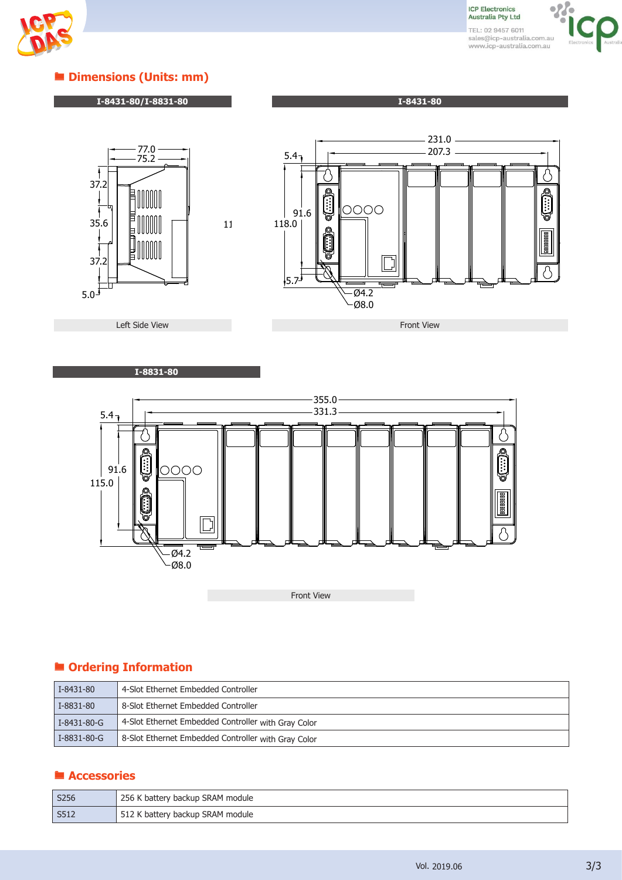## Dimensions (Units: mm)

I-8431-80/I-8831-80

77.0
75.2
37.2
35.6
37.2
5.0

Left Side View

I-8431-80

231.0
207.3
5.4
91.6
118.0
5.7
Ø4.2
Ø8.0

Front View

I-8831-80

355.0
331.3
5.4
91.6
115.0
Ø4.2
Ø8.0

Front View

## Ordering Information

| | |
|---|---|
| I-8431-80 | 4-Slot Ethernet Embedded Controller |
| I-8831-80 | 8-Slot Ethernet Embedded Controller |
| I-8431-80-G | 4-Slot Ethernet Embedded Controller with Gray Color |
| I-8831-80-G | 8-Slot Ethernet Embedded Controller with Gray Color |

## Accessories

| | |
|---|---|
| S256 | 256 K battery backup SRAM module |
| S512 | 512 K battery backup SRAM module |